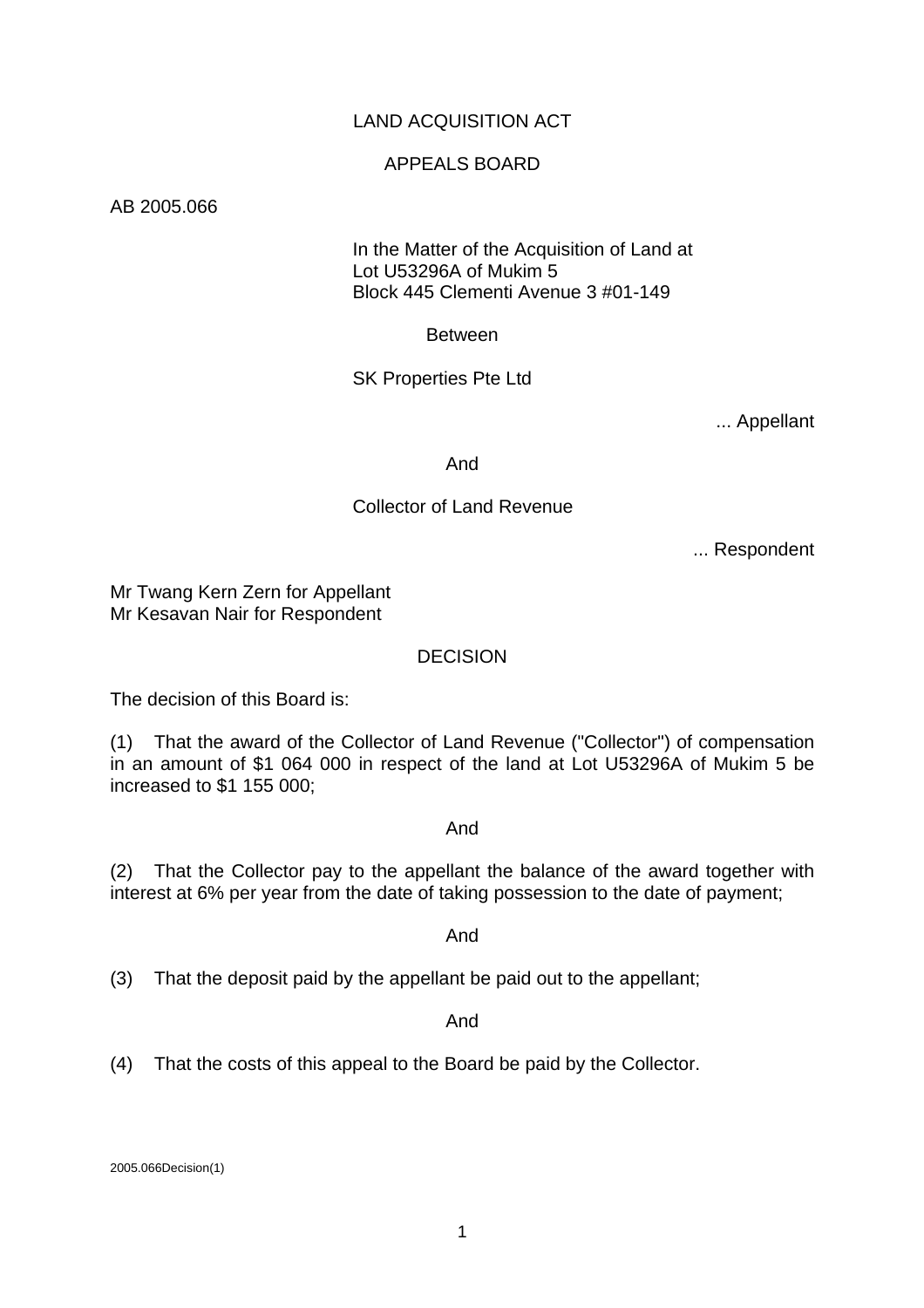LAND ACQUISITION ACT

APPEALS BOARD

AB 2005.066

In the Matter of the Acquisition of Land at
Lot U53296A of Mukim 5
Block 445 Clementi Avenue 3 #01-149

Between

SK Properties Pte Ltd

... Appellant

And

Collector of Land Revenue

... Respondent

Mr Twang Kern Zern for Appellant
Mr Kesavan Nair for Respondent

DECISION

The decision of this Board is:

(1) That the award of the Collector of Land Revenue ("Collector") of compensation in an amount of $1 064 000 in respect of the land at Lot U53296A of Mukim 5 be increased to $1 155 000;

And

(2) That the Collector pay to the appellant the balance of the award together with interest at 6% per year from the date of taking possession to the date of payment;

And

(3) That the deposit paid by the appellant be paid out to the appellant;

And

(4) That the costs of this appeal to the Board be paid by the Collector.

2005.066Decision(1)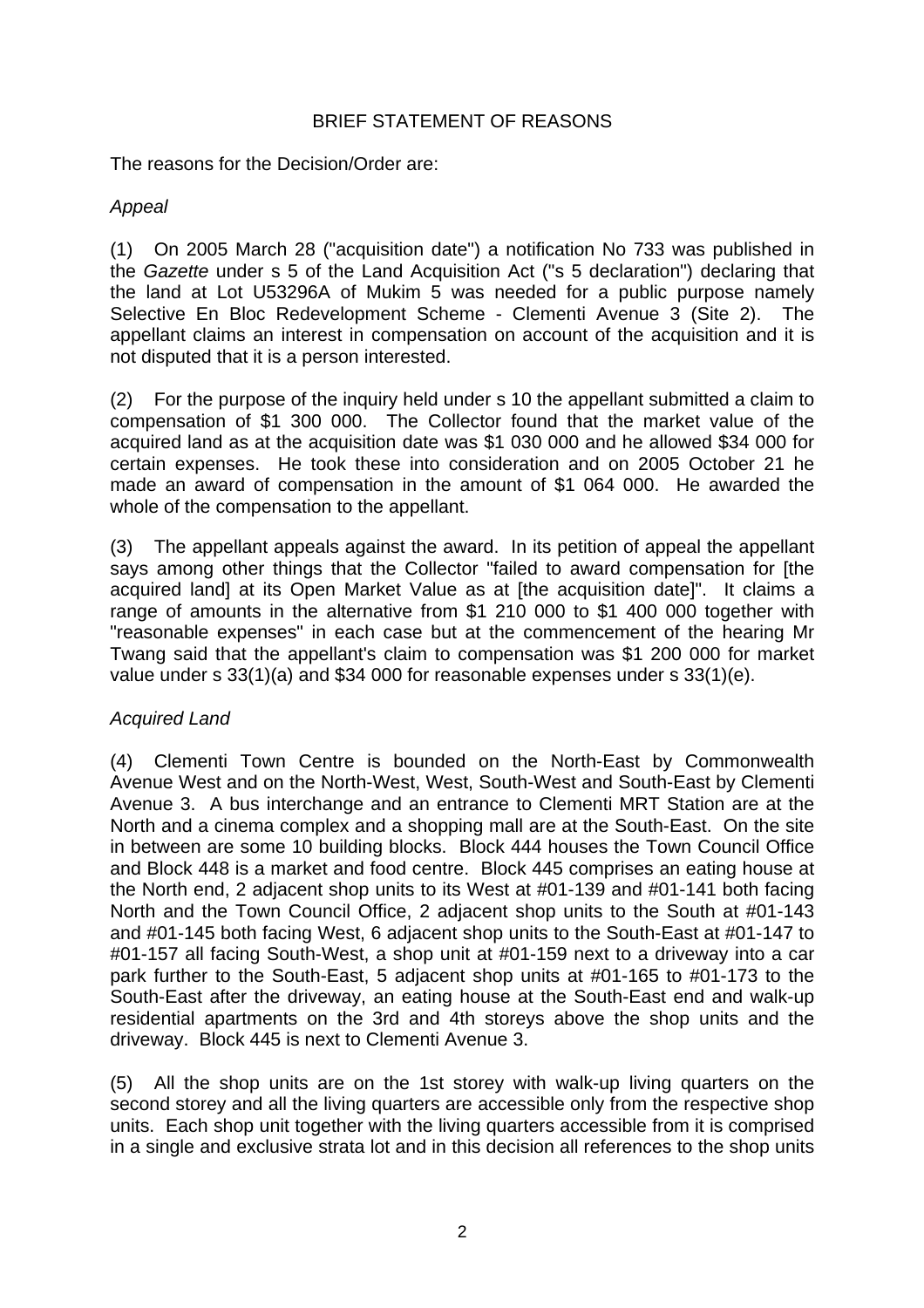BRIEF STATEMENT OF REASONS

The reasons for the Decision/Order are:

*Appeal*

(1) On 2005 March 28 ("acquisition date") a notification No 733 was published in the *Gazette* under s 5 of the Land Acquisition Act ("s 5 declaration") declaring that the land at Lot U53296A of Mukim 5 was needed for a public purpose namely Selective En Bloc Redevelopment Scheme - Clementi Avenue 3 (Site 2). The appellant claims an interest in compensation on account of the acquisition and it is not disputed that it is a person interested.

(2) For the purpose of the inquiry held under s 10 the appellant submitted a claim to compensation of $1 300 000. The Collector found that the market value of the acquired land as at the acquisition date was $1 030 000 and he allowed $34 000 for certain expenses. He took these into consideration and on 2005 October 21 he made an award of compensation in the amount of $1 064 000. He awarded the whole of the compensation to the appellant.

(3) The appellant appeals against the award. In its petition of appeal the appellant says among other things that the Collector "failed to award compensation for [the acquired land] at its Open Market Value as at [the acquisition date]". It claims a range of amounts in the alternative from $1 210 000 to $1 400 000 together with "reasonable expenses" in each case but at the commencement of the hearing Mr Twang said that the appellant's claim to compensation was $1 200 000 for market value under s 33(1)(a) and $34 000 for reasonable expenses under s 33(1)(e).

*Acquired Land*

(4) Clementi Town Centre is bounded on the North-East by Commonwealth Avenue West and on the North-West, West, South-West and South-East by Clementi Avenue 3. A bus interchange and an entrance to Clementi MRT Station are at the North and a cinema complex and a shopping mall are at the South-East. On the site in between are some 10 building blocks. Block 444 houses the Town Council Office and Block 448 is a market and food centre. Block 445 comprises an eating house at the North end, 2 adjacent shop units to its West at #01-139 and #01-141 both facing North and the Town Council Office, 2 adjacent shop units to the South at #01-143 and #01-145 both facing West, 6 adjacent shop units to the South-East at #01-147 to #01-157 all facing South-West, a shop unit at #01-159 next to a driveway into a car park further to the South-East, 5 adjacent shop units at #01-165 to #01-173 to the South-East after the driveway, an eating house at the South-East end and walk-up residential apartments on the 3rd and 4th storeys above the shop units and the driveway. Block 445 is next to Clementi Avenue 3.

(5) All the shop units are on the 1st storey with walk-up living quarters on the second storey and all the living quarters are accessible only from the respective shop units. Each shop unit together with the living quarters accessible from it is comprised in a single and exclusive strata lot and in this decision all references to the shop units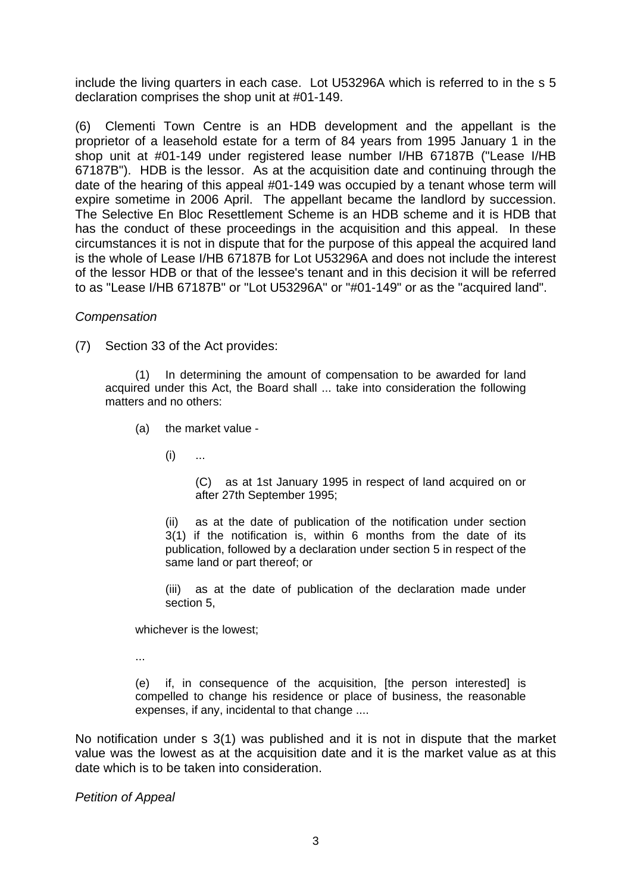include the living quarters in each case. Lot U53296A which is referred to in the s 5 declaration comprises the shop unit at #01-149.

(6) Clementi Town Centre is an HDB development and the appellant is the proprietor of a leasehold estate for a term of 84 years from 1995 January 1 in the shop unit at #01-149 under registered lease number I/HB 67187B ("Lease I/HB 67187B"). HDB is the lessor. As at the acquisition date and continuing through the date of the hearing of this appeal #01-149 was occupied by a tenant whose term will expire sometime in 2006 April. The appellant became the landlord by succession. The Selective En Bloc Resettlement Scheme is an HDB scheme and it is HDB that has the conduct of these proceedings in the acquisition and this appeal. In these circumstances it is not in dispute that for the purpose of this appeal the acquired land is the whole of Lease I/HB 67187B for Lot U53296A and does not include the interest of the lessor HDB or that of the lessee's tenant and in this decision it will be referred to as "Lease I/HB 67187B" or "Lot U53296A" or "#01-149" or as the "acquired land".

*Compensation*

(7) Section 33 of the Act provides:

> (1) In determining the amount of compensation to be awarded for land acquired under this Act, the Board shall ... take into consideration the following matters and no others:
>
> (a) the market value -
>
> (i) ...
>
> (C) as at 1st January 1995 in respect of land acquired on or after 27th September 1995;
>
> (ii) as at the date of publication of the notification under section 3(1) if the notification is, within 6 months from the date of its publication, followed by a declaration under section 5 in respect of the same land or part thereof; or
>
> (iii) as at the date of publication of the declaration made under section 5,
>
> whichever is the lowest;
>
> ...
>
> (e) if, in consequence of the acquisition, [the person interested] is compelled to change his residence or place of business, the reasonable expenses, if any, incidental to that change ....

No notification under s 3(1) was published and it is not in dispute that the market value was the lowest as at the acquisition date and it is the market value as at this date which is to be taken into consideration.

*Petition of Appeal*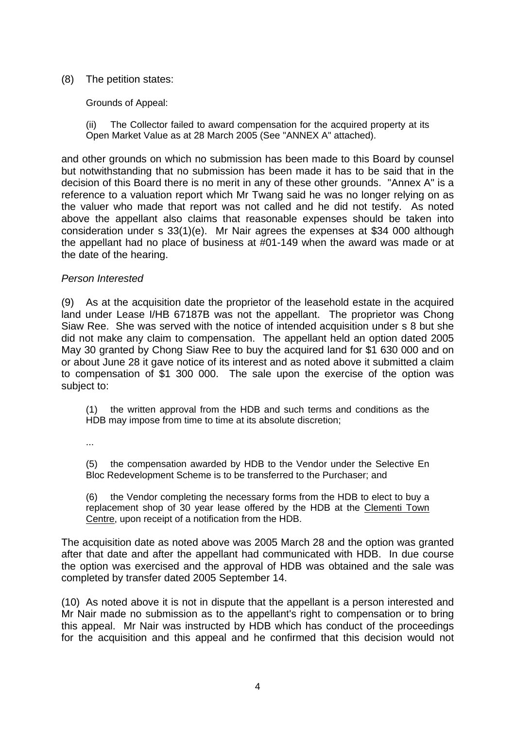(8) The petition states:

> Grounds of Appeal:
>
> (ii) The Collector failed to award compensation for the acquired property at its Open Market Value as at 28 March 2005 (See "ANNEX A" attached).

and other grounds on which no submission has been made to this Board by counsel but notwithstanding that no submission has been made it has to be said that in the decision of this Board there is no merit in any of these other grounds. "Annex A" is a reference to a valuation report which Mr Twang said he was no longer relying on as the valuer who made that report was not called and he did not testify. As noted above the appellant also claims that reasonable expenses should be taken into consideration under s 33(1)(e). Mr Nair agrees the expenses at $34 000 although the appellant had no place of business at #01-149 when the award was made or at the date of the hearing.

*Person Interested*

(9) As at the acquisition date the proprietor of the leasehold estate in the acquired land under Lease I/HB 67187B was not the appellant. The proprietor was Chong Siaw Ree. She was served with the notice of intended acquisition under s 8 but she did not make any claim to compensation. The appellant held an option dated 2005 May 30 granted by Chong Siaw Ree to buy the acquired land for $1 630 000 and on or about June 28 it gave notice of its interest and as noted above it submitted a claim to compensation of $1 300 000. The sale upon the exercise of the option was subject to:

> (1) the written approval from the HDB and such terms and conditions as the HDB may impose from time to time at its absolute discretion;
>
> ...
>
> (5) the compensation awarded by HDB to the Vendor under the Selective En Bloc Redevelopment Scheme is to be transferred to the Purchaser; and
>
> (6) the Vendor completing the necessary forms from the HDB to elect to buy a replacement shop of 30 year lease offered by the HDB at the Clementi Town Centre, upon receipt of a notification from the HDB.

The acquisition date as noted above was 2005 March 28 and the option was granted after that date and after the appellant had communicated with HDB. In due course the option was exercised and the approval of HDB was obtained and the sale was completed by transfer dated 2005 September 14.

(10) As noted above it is not in dispute that the appellant is a person interested and Mr Nair made no submission as to the appellant's right to compensation or to bring this appeal. Mr Nair was instructed by HDB which has conduct of the proceedings for the acquisition and this appeal and he confirmed that this decision would not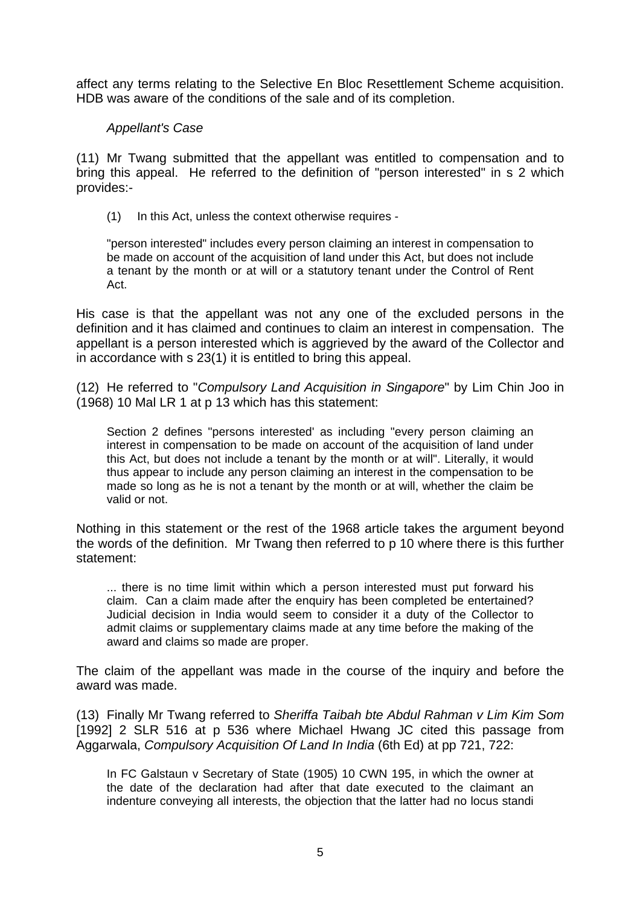affect any terms relating to the Selective En Bloc Resettlement Scheme acquisition. HDB was aware of the conditions of the sale and of its completion.

*Appellant's Case*

(11) Mr Twang submitted that the appellant was entitled to compensation and to bring this appeal. He referred to the definition of "person interested" in s 2 which provides:-

> (1) In this Act, unless the context otherwise requires -
>
> "person interested" includes every person claiming an interest in compensation to be made on account of the acquisition of land under this Act, but does not include a tenant by the month or at will or a statutory tenant under the Control of Rent Act.

His case is that the appellant was not any one of the excluded persons in the definition and it has claimed and continues to claim an interest in compensation. The appellant is a person interested which is aggrieved by the award of the Collector and in accordance with s 23(1) it is entitled to bring this appeal.

(12) He referred to "*Compulsory Land Acquisition in Singapore*" by Lim Chin Joo in (1968) 10 Mal LR 1 at p 13 which has this statement:

> Section 2 defines "persons interested' as including "every person claiming an interest in compensation to be made on account of the acquisition of land under this Act, but does not include a tenant by the month or at will". Literally, it would thus appear to include any person claiming an interest in the compensation to be made so long as he is not a tenant by the month or at will, whether the claim be valid or not.

Nothing in this statement or the rest of the 1968 article takes the argument beyond the words of the definition. Mr Twang then referred to p 10 where there is this further statement:

> ... there is no time limit within which a person interested must put forward his claim. Can a claim made after the enquiry has been completed be entertained? Judicial decision in India would seem to consider it a duty of the Collector to admit claims or supplementary claims made at any time before the making of the award and claims so made are proper.

The claim of the appellant was made in the course of the inquiry and before the award was made.

(13) Finally Mr Twang referred to *Sheriffa Taibah bte Abdul Rahman v Lim Kim Som* [1992] 2 SLR 516 at p 536 where Michael Hwang JC cited this passage from Aggarwala, *Compulsory Acquisition Of Land In India* (6th Ed) at pp 721, 722:

> In FC Galstaun v Secretary of State (1905) 10 CWN 195, in which the owner at the date of the declaration had after that date executed to the claimant an indenture conveying all interests, the objection that the latter had no locus standi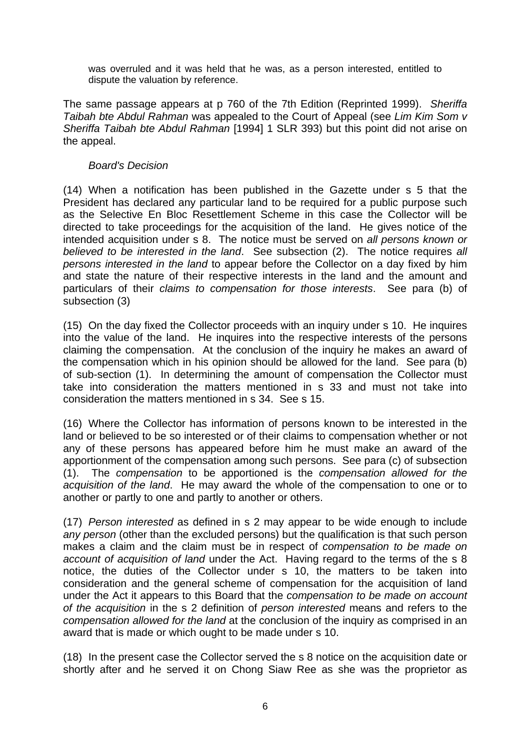was overruled and it was held that he was, as a person interested, entitled to dispute the valuation by reference.

The same passage appears at p 760 of the 7th Edition (Reprinted 1999). *Sheriffa Taibah bte Abdul Rahman* was appealed to the Court of Appeal (see *Lim Kim Som v Sheriffa Taibah bte Abdul Rahman* [1994] 1 SLR 393) but this point did not arise on the appeal.

*Board's Decision*

(14) When a notification has been published in the Gazette under s 5 that the President has declared any particular land to be required for a public purpose such as the Selective En Bloc Resettlement Scheme in this case the Collector will be directed to take proceedings for the acquisition of the land. He gives notice of the intended acquisition under s 8. The notice must be served on *all persons known or believed to be interested in the land*. See subsection (2). The notice requires *all persons interested in the land* to appear before the Collector on a day fixed by him and state the nature of their respective interests in the land and the amount and particulars of their *claims to compensation for those interests*. See para (b) of subsection (3)

(15) On the day fixed the Collector proceeds with an inquiry under s 10. He inquires into the value of the land. He inquires into the respective interests of the persons claiming the compensation. At the conclusion of the inquiry he makes an award of the compensation which in his opinion should be allowed for the land. See para (b) of sub-section (1). In determining the amount of compensation the Collector must take into consideration the matters mentioned in s 33 and must not take into consideration the matters mentioned in s 34. See s 15.

(16) Where the Collector has information of persons known to be interested in the land or believed to be so interested or of their claims to compensation whether or not any of these persons has appeared before him he must make an award of the apportionment of the compensation among such persons. See para (c) of subsection (1). The *compensation* to be apportioned is the *compensation allowed for the acquisition of the land*. He may award the whole of the compensation to one or to another or partly to one and partly to another or others.

(17) *Person interested* as defined in s 2 may appear to be wide enough to include *any person* (other than the excluded persons) but the qualification is that such person makes a claim and the claim must be in respect of *compensation to be made on account of acquisition of land* under the Act. Having regard to the terms of the s 8 notice, the duties of the Collector under s 10, the matters to be taken into consideration and the general scheme of compensation for the acquisition of land under the Act it appears to this Board that the *compensation to be made on account of the acquisition* in the s 2 definition of *person interested* means and refers to the *compensation allowed for the land* at the conclusion of the inquiry as comprised in an award that is made or which ought to be made under s 10.

(18) In the present case the Collector served the s 8 notice on the acquisition date or shortly after and he served it on Chong Siaw Ree as she was the proprietor as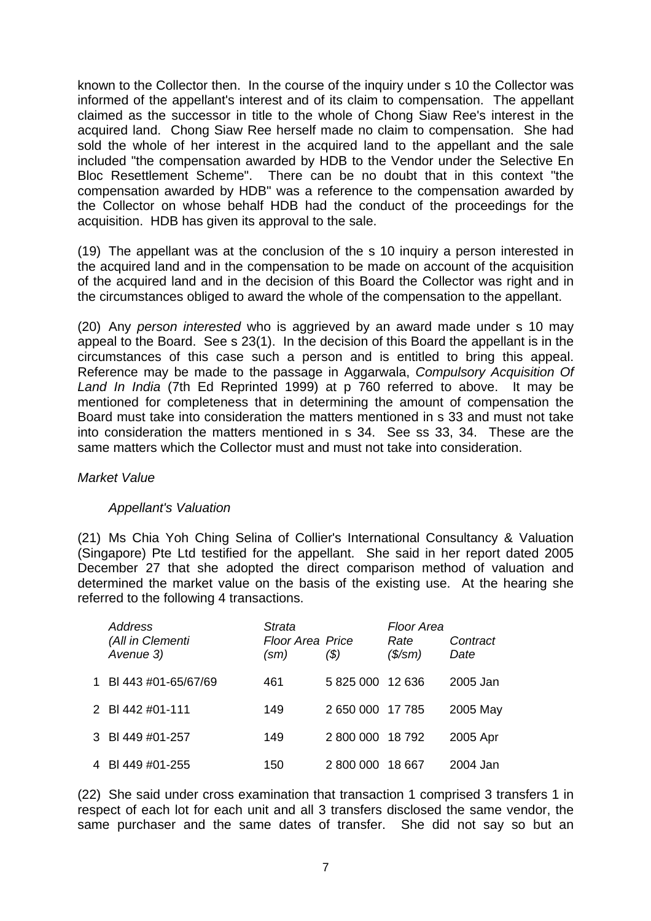known to the Collector then. In the course of the inquiry under s 10 the Collector was informed of the appellant's interest and of its claim to compensation. The appellant claimed as the successor in title to the whole of Chong Siaw Ree's interest in the acquired land. Chong Siaw Ree herself made no claim to compensation. She had sold the whole of her interest in the acquired land to the appellant and the sale included "the compensation awarded by HDB to the Vendor under the Selective En Bloc Resettlement Scheme". There can be no doubt that in this context "the compensation awarded by HDB" was a reference to the compensation awarded by the Collector on whose behalf HDB had the conduct of the proceedings for the acquisition. HDB has given its approval to the sale.

(19) The appellant was at the conclusion of the s 10 inquiry a person interested in the acquired land and in the compensation to be made on account of the acquisition of the acquired land and in the decision of this Board the Collector was right and in the circumstances obliged to award the whole of the compensation to the appellant.

(20) Any *person interested* who is aggrieved by an award made under s 10 may appeal to the Board. See s 23(1). In the decision of this Board the appellant is in the circumstances of this case such a person and is entitled to bring this appeal. Reference may be made to the passage in Aggarwala, *Compulsory Acquisition Of Land In India* (7th Ed Reprinted 1999) at p 760 referred to above. It may be mentioned for completeness that in determining the amount of compensation the Board must take into consideration the matters mentioned in s 33 and must not take into consideration the matters mentioned in s 34. See ss 33, 34. These are the same matters which the Collector must and must not take into consideration.

*Market Value*

*Appellant's Valuation*

(21) Ms Chia Yoh Ching Selina of Collier's International Consultancy & Valuation (Singapore) Pte Ltd testified for the appellant. She said in her report dated 2005 December 27 that she adopted the direct comparison method of valuation and determined the market value on the basis of the existing use. At the hearing she referred to the following 4 transactions.

| | *Address (All in Clementi Avenue 3)* | *Strata Floor Area (sm)* | *Price ($)* | *Floor Area Rate ($/sm)* | *Contract Date* |
|---|---|---|---|---|---|
| 1 | Bl 443 #01-65/67/69 | 461 | 5 825 000 | 12 636 | 2005 Jan |
| 2 | Bl 442 #01-111 | 149 | 2 650 000 | 17 785 | 2005 May |
| 3 | Bl 449 #01-257 | 149 | 2 800 000 | 18 792 | 2005 Apr |
| 4 | Bl 449 #01-255 | 150 | 2 800 000 | 18 667 | 2004 Jan |

(22) She said under cross examination that transaction 1 comprised 3 transfers 1 in respect of each lot for each unit and all 3 transfers disclosed the same vendor, the same purchaser and the same dates of transfer. She did not say so but an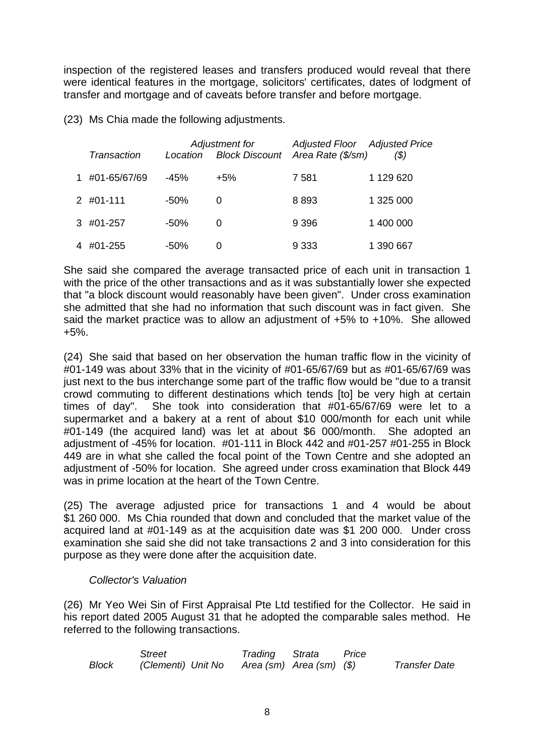inspection of the registered leases and transfers produced would reveal that there were identical features in the mortgage, solicitors' certificates, dates of lodgment of transfer and mortgage and of caveats before transfer and before mortgage.

(23) Ms Chia made the following adjustments.

| | *Transaction* | *Adjustment for* | | *Adjusted Floor Area Rate ($/sm)* | *Adjusted Price ($)* |
|---|---|---|---|---|---|
| | | *Location* | *Block Discount* | | |
| 1 | #01-65/67/69 | -45% | +5% | 7 581 | 1 129 620 |
| 2 | #01-111 | -50% | 0 | 8 893 | 1 325 000 |
| 3 | #01-257 | -50% | 0 | 9 396 | 1 400 000 |
| 4 | #01-255 | -50% | 0 | 9 333 | 1 390 667 |

She said she compared the average transacted price of each unit in transaction 1 with the price of the other transactions and as it was substantially lower she expected that "a block discount would reasonably have been given". Under cross examination she admitted that she had no information that such discount was in fact given. She said the market practice was to allow an adjustment of +5% to +10%. She allowed +5%.

(24) She said that based on her observation the human traffic flow in the vicinity of #01-149 was about 33% that in the vicinity of #01-65/67/69 but as #01-65/67/69 was just next to the bus interchange some part of the traffic flow would be "due to a transit crowd commuting to different destinations which tends [to] be very high at certain times of day". She took into consideration that #01-65/67/69 were let to a supermarket and a bakery at a rent of about $10 000/month for each unit while #01-149 (the acquired land) was let at about $6 000/month. She adopted an adjustment of -45% for location. #01-111 in Block 442 and #01-257 #01-255 in Block 449 are in what she called the focal point of the Town Centre and she adopted an adjustment of -50% for location. She agreed under cross examination that Block 449 was in prime location at the heart of the Town Centre.

(25) The average adjusted price for transactions 1 and 4 would be about $1 260 000. Ms Chia rounded that down and concluded that the market value of the acquired land at #01-149 as at the acquisition date was $1 200 000. Under cross examination she said she did not take transactions 2 and 3 into consideration for this purpose as they were done after the acquisition date.

*Collector's Valuation*

(26) Mr Yeo Wei Sin of First Appraisal Pte Ltd testified for the Collector. He said in his report dated 2005 August 31 that he adopted the comparable sales method. He referred to the following transactions.

| *Block* | *Street (Clementi)* | *Unit No* | *Trading Area (sm)* | *Strata Area (sm)* | *Price ($)* | *Transfer Date* |
|---|---|---|---|---|---|---|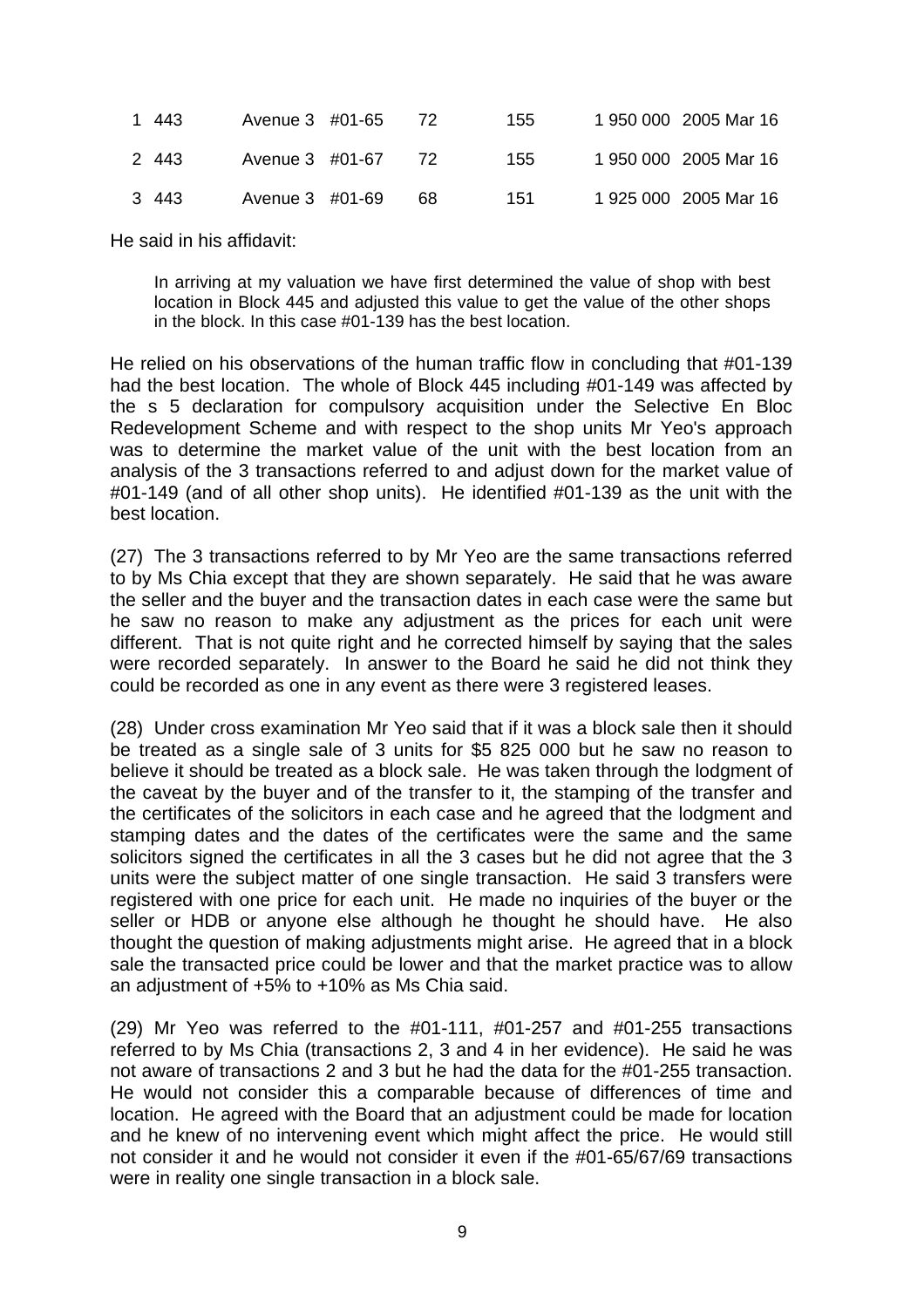| | | | | | | | |
|---|---|---|---|---|---|---|---|
| 1 | 443 | Avenue 3 | #01-65 | 72 | 155 | 1 950 000 | 2005 Mar 16 |
| 2 | 443 | Avenue 3 | #01-67 | 72 | 155 | 1 950 000 | 2005 Mar 16 |
| 3 | 443 | Avenue 3 | #01-69 | 68 | 151 | 1 925 000 | 2005 Mar 16 |

He said in his affidavit:

> In arriving at my valuation we have first determined the value of shop with best location in Block 445 and adjusted this value to get the value of the other shops in the block. In this case #01-139 has the best location.

He relied on his observations of the human traffic flow in concluding that #01-139 had the best location. The whole of Block 445 including #01-149 was affected by the s 5 declaration for compulsory acquisition under the Selective En Bloc Redevelopment Scheme and with respect to the shop units Mr Yeo's approach was to determine the market value of the unit with the best location from an analysis of the 3 transactions referred to and adjust down for the market value of #01-149 (and of all other shop units). He identified #01-139 as the unit with the best location.

(27) The 3 transactions referred to by Mr Yeo are the same transactions referred to by Ms Chia except that they are shown separately. He said that he was aware the seller and the buyer and the transaction dates in each case were the same but he saw no reason to make any adjustment as the prices for each unit were different. That is not quite right and he corrected himself by saying that the sales were recorded separately. In answer to the Board he said he did not think they could be recorded as one in any event as there were 3 registered leases.

(28) Under cross examination Mr Yeo said that if it was a block sale then it should be treated as a single sale of 3 units for $5 825 000 but he saw no reason to believe it should be treated as a block sale. He was taken through the lodgment of the caveat by the buyer and of the transfer to it, the stamping of the transfer and the certificates of the solicitors in each case and he agreed that the lodgment and stamping dates and the dates of the certificates were the same and the same solicitors signed the certificates in all the 3 cases but he did not agree that the 3 units were the subject matter of one single transaction. He said 3 transfers were registered with one price for each unit. He made no inquiries of the buyer or the seller or HDB or anyone else although he thought he should have. He also thought the question of making adjustments might arise. He agreed that in a block sale the transacted price could be lower and that the market practice was to allow an adjustment of +5% to +10% as Ms Chia said.

(29) Mr Yeo was referred to the #01-111, #01-257 and #01-255 transactions referred to by Ms Chia (transactions 2, 3 and 4 in her evidence). He said he was not aware of transactions 2 and 3 but he had the data for the #01-255 transaction. He would not consider this a comparable because of differences of time and location. He agreed with the Board that an adjustment could be made for location and he knew of no intervening event which might affect the price. He would still not consider it and he would not consider it even if the #01-65/67/69 transactions were in reality one single transaction in a block sale.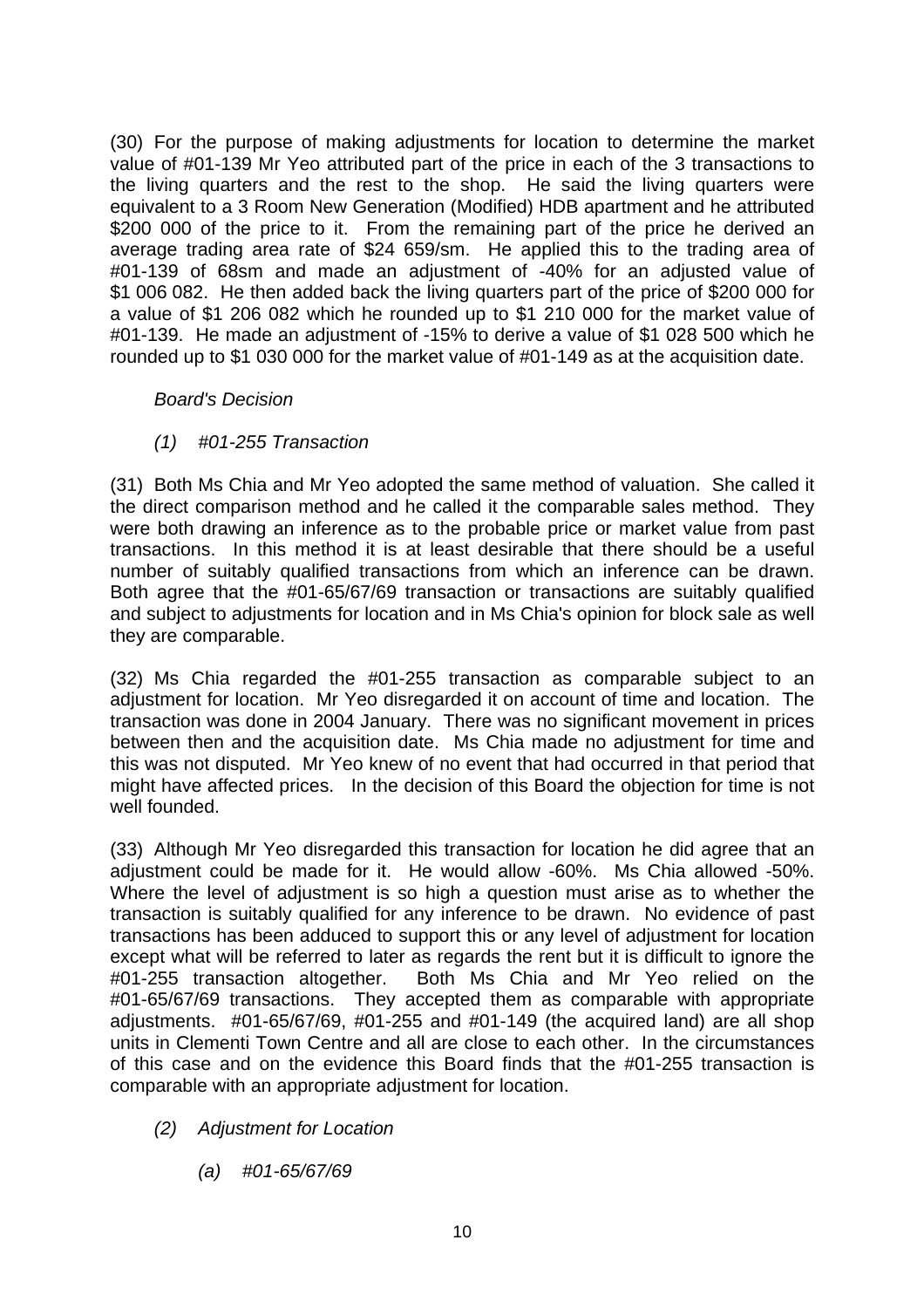(30) For the purpose of making adjustments for location to determine the market value of #01-139 Mr Yeo attributed part of the price in each of the 3 transactions to the living quarters and the rest to the shop. He said the living quarters were equivalent to a 3 Room New Generation (Modified) HDB apartment and he attributed $200 000 of the price to it. From the remaining part of the price he derived an average trading area rate of $24 659/sm. He applied this to the trading area of #01-139 of 68sm and made an adjustment of -40% for an adjusted value of $1 006 082. He then added back the living quarters part of the price of $200 000 for a value of $1 206 082 which he rounded up to $1 210 000 for the market value of #01-139. He made an adjustment of -15% to derive a value of $1 028 500 which he rounded up to $1 030 000 for the market value of #01-149 as at the acquisition date.

*Board's Decision*

*(1) #01-255 Transaction*

(31) Both Ms Chia and Mr Yeo adopted the same method of valuation. She called it the direct comparison method and he called it the comparable sales method. They were both drawing an inference as to the probable price or market value from past transactions. In this method it is at least desirable that there should be a useful number of suitably qualified transactions from which an inference can be drawn. Both agree that the #01-65/67/69 transaction or transactions are suitably qualified and subject to adjustments for location and in Ms Chia's opinion for block sale as well they are comparable.

(32) Ms Chia regarded the #01-255 transaction as comparable subject to an adjustment for location. Mr Yeo disregarded it on account of time and location. The transaction was done in 2004 January. There was no significant movement in prices between then and the acquisition date. Ms Chia made no adjustment for time and this was not disputed. Mr Yeo knew of no event that had occurred in that period that might have affected prices. In the decision of this Board the objection for time is not well founded.

(33) Although Mr Yeo disregarded this transaction for location he did agree that an adjustment could be made for it. He would allow -60%. Ms Chia allowed -50%. Where the level of adjustment is so high a question must arise as to whether the transaction is suitably qualified for any inference to be drawn. No evidence of past transactions has been adduced to support this or any level of adjustment for location except what will be referred to later as regards the rent but it is difficult to ignore the #01-255 transaction altogether. Both Ms Chia and Mr Yeo relied on the #01-65/67/69 transactions. They accepted them as comparable with appropriate adjustments. #01-65/67/69, #01-255 and #01-149 (the acquired land) are all shop units in Clementi Town Centre and all are close to each other. In the circumstances of this case and on the evidence this Board finds that the #01-255 transaction is comparable with an appropriate adjustment for location.

*(2) Adjustment for Location*

*(a) #01-65/67/69*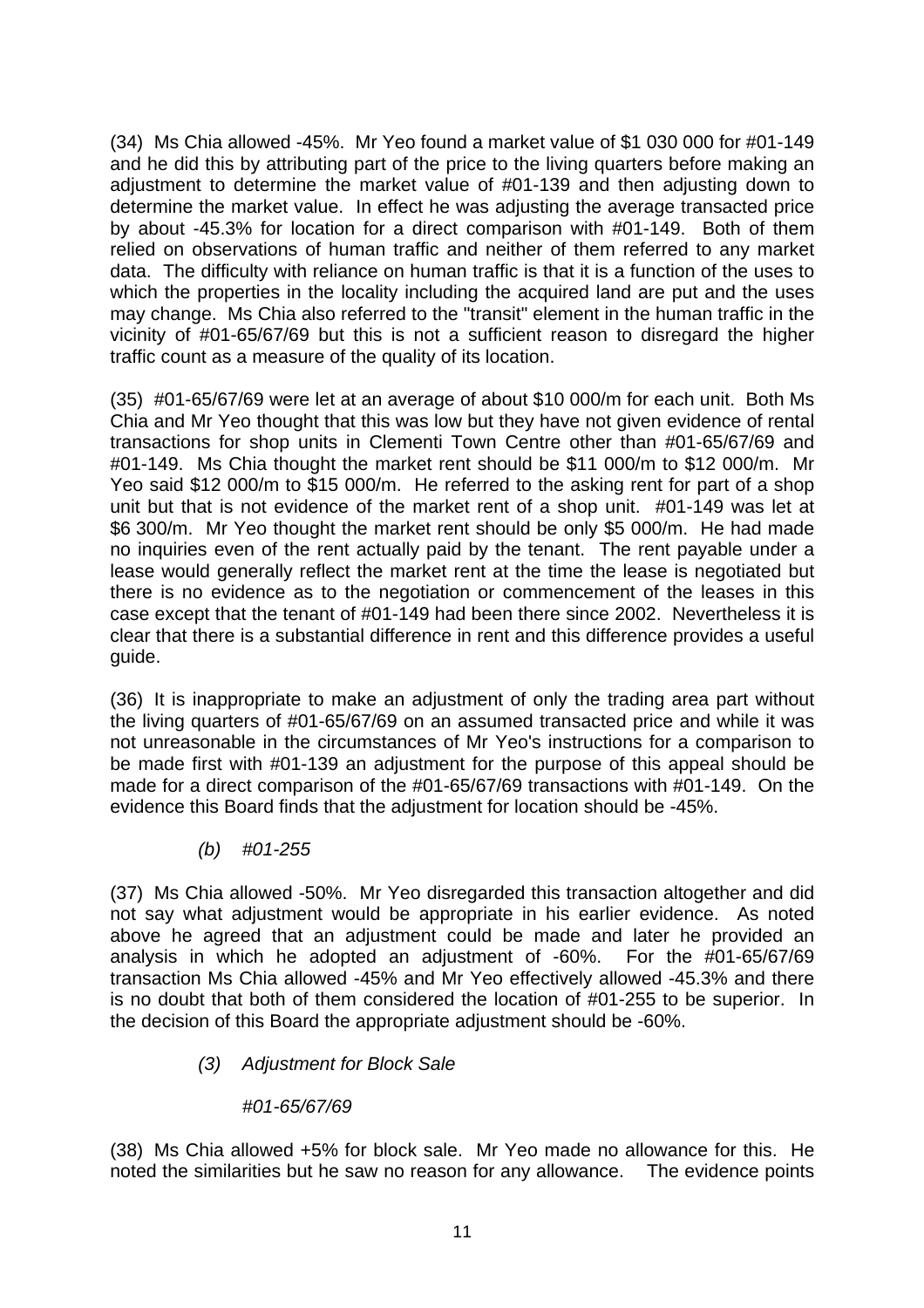(34) Ms Chia allowed -45%. Mr Yeo found a market value of $1 030 000 for #01-149 and he did this by attributing part of the price to the living quarters before making an adjustment to determine the market value of #01-139 and then adjusting down to determine the market value. In effect he was adjusting the average transacted price by about -45.3% for location for a direct comparison with #01-149. Both of them relied on observations of human traffic and neither of them referred to any market data. The difficulty with reliance on human traffic is that it is a function of the uses to which the properties in the locality including the acquired land are put and the uses may change. Ms Chia also referred to the "transit" element in the human traffic in the vicinity of #01-65/67/69 but this is not a sufficient reason to disregard the higher traffic count as a measure of the quality of its location.

(35) #01-65/67/69 were let at an average of about $10 000/m for each unit. Both Ms Chia and Mr Yeo thought that this was low but they have not given evidence of rental transactions for shop units in Clementi Town Centre other than #01-65/67/69 and #01-149. Ms Chia thought the market rent should be $11 000/m to $12 000/m. Mr Yeo said $12 000/m to $15 000/m. He referred to the asking rent for part of a shop unit but that is not evidence of the market rent of a shop unit. #01-149 was let at $6 300/m. Mr Yeo thought the market rent should be only $5 000/m. He had made no inquiries even of the rent actually paid by the tenant. The rent payable under a lease would generally reflect the market rent at the time the lease is negotiated but there is no evidence as to the negotiation or commencement of the leases in this case except that the tenant of #01-149 had been there since 2002. Nevertheless it is clear that there is a substantial difference in rent and this difference provides a useful guide.

(36) It is inappropriate to make an adjustment of only the trading area part without the living quarters of #01-65/67/69 on an assumed transacted price and while it was not unreasonable in the circumstances of Mr Yeo's instructions for a comparison to be made first with #01-139 an adjustment for the purpose of this appeal should be made for a direct comparison of the #01-65/67/69 transactions with #01-149. On the evidence this Board finds that the adjustment for location should be -45%.

*(b) #01-255*

(37) Ms Chia allowed -50%. Mr Yeo disregarded this transaction altogether and did not say what adjustment would be appropriate in his earlier evidence. As noted above he agreed that an adjustment could be made and later he provided an analysis in which he adopted an adjustment of -60%. For the #01-65/67/69 transaction Ms Chia allowed -45% and Mr Yeo effectively allowed -45.3% and there is no doubt that both of them considered the location of #01-255 to be superior. In the decision of this Board the appropriate adjustment should be -60%.

*(3) Adjustment for Block Sale*

*#01-65/67/69*

(38) Ms Chia allowed +5% for block sale. Mr Yeo made no allowance for this. He noted the similarities but he saw no reason for any allowance. The evidence points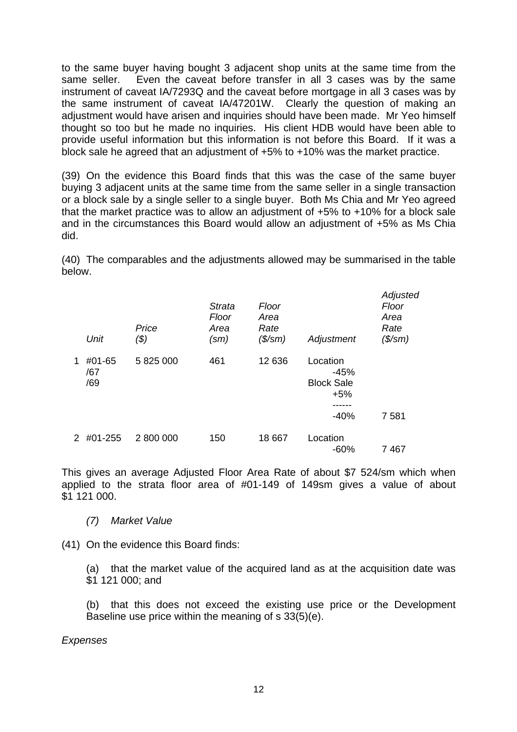to the same buyer having bought 3 adjacent shop units at the same time from the same seller. Even the caveat before transfer in all 3 cases was by the same instrument of caveat IA/7293Q and the caveat before mortgage in all 3 cases was by the same instrument of caveat IA/47201W. Clearly the question of making an adjustment would have arisen and inquiries should have been made. Mr Yeo himself thought so too but he made no inquiries. His client HDB would have been able to provide useful information but this information is not before this Board. If it was a block sale he agreed that an adjustment of +5% to +10% was the market practice.

(39) On the evidence this Board finds that this was the case of the same buyer buying 3 adjacent units at the same time from the same seller in a single transaction or a block sale by a single seller to a single buyer. Both Ms Chia and Mr Yeo agreed that the market practice was to allow an adjustment of +5% to +10% for a block sale and in the circumstances this Board would allow an adjustment of +5% as Ms Chia did.

(40) The comparables and the adjustments allowed may be summarised in the table below.

| | *Unit* | *Price ($)* | *Strata Floor Area (sm)* | *Floor Area Rate ($/sm)* | *Adjustment* | *Adjusted Floor Area Rate ($/sm)* |
|---|---|---|---|---|---|---|
| 1 | #01-65 /67 /69 | 5 825 000 | 461 | 12 636 | Location -45%<br>Block Sale +5%<br>------<br>-40% | 7 581 |
| 2 | #01-255 | 2 800 000 | 150 | 18 667 | Location -60% | 7 467 |

This gives an average Adjusted Floor Area Rate of about $7 524/sm which when applied to the strata floor area of #01-149 of 149sm gives a value of about $1 121 000.

*(7) Market Value*

(41) On the evidence this Board finds:

(a) that the market value of the acquired land as at the acquisition date was $1 121 000; and

(b) that this does not exceed the existing use price or the Development Baseline use price within the meaning of s 33(5)(e).

*Expenses*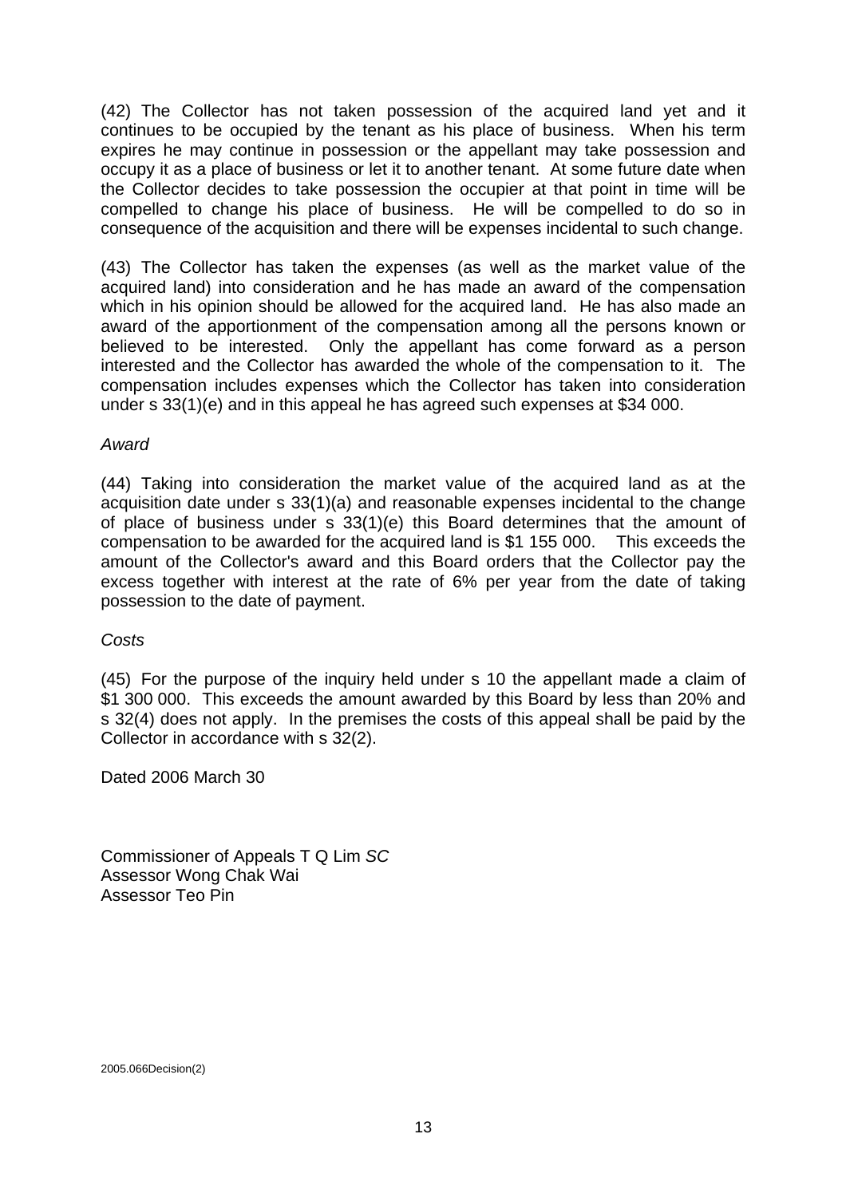(42) The Collector has not taken possession of the acquired land yet and it continues to be occupied by the tenant as his place of business. When his term expires he may continue in possession or the appellant may take possession and occupy it as a place of business or let it to another tenant. At some future date when the Collector decides to take possession the occupier at that point in time will be compelled to change his place of business. He will be compelled to do so in consequence of the acquisition and there will be expenses incidental to such change.

(43) The Collector has taken the expenses (as well as the market value of the acquired land) into consideration and he has made an award of the compensation which in his opinion should be allowed for the acquired land. He has also made an award of the apportionment of the compensation among all the persons known or believed to be interested. Only the appellant has come forward as a person interested and the Collector has awarded the whole of the compensation to it. The compensation includes expenses which the Collector has taken into consideration under s 33(1)(e) and in this appeal he has agreed such expenses at $34 000.

*Award*

(44) Taking into consideration the market value of the acquired land as at the acquisition date under s 33(1)(a) and reasonable expenses incidental to the change of place of business under s 33(1)(e) this Board determines that the amount of compensation to be awarded for the acquired land is $1 155 000. This exceeds the amount of the Collector's award and this Board orders that the Collector pay the excess together with interest at the rate of 6% per year from the date of taking possession to the date of payment.

*Costs*

(45) For the purpose of the inquiry held under s 10 the appellant made a claim of $1 300 000. This exceeds the amount awarded by this Board by less than 20% and s 32(4) does not apply. In the premises the costs of this appeal shall be paid by the Collector in accordance with s 32(2).

Dated 2006 March 30

Commissioner of Appeals T Q Lim *SC*
Assessor Wong Chak Wai
Assessor Teo Pin

2005.066Decision(2)